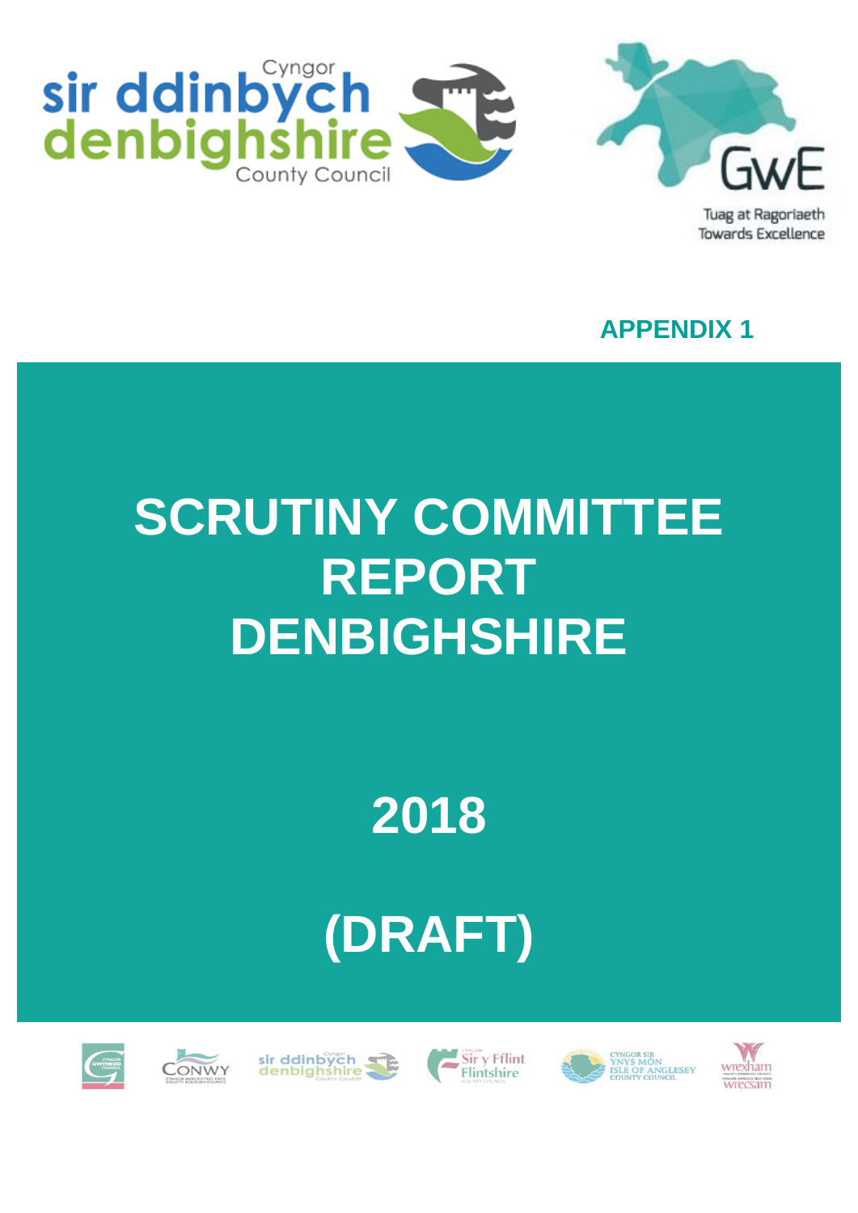**APPENDIX 1**

# SCRUTINY COMMITTEE REPORT DENBIGHSHIRE

# 2018

# (DRAFT)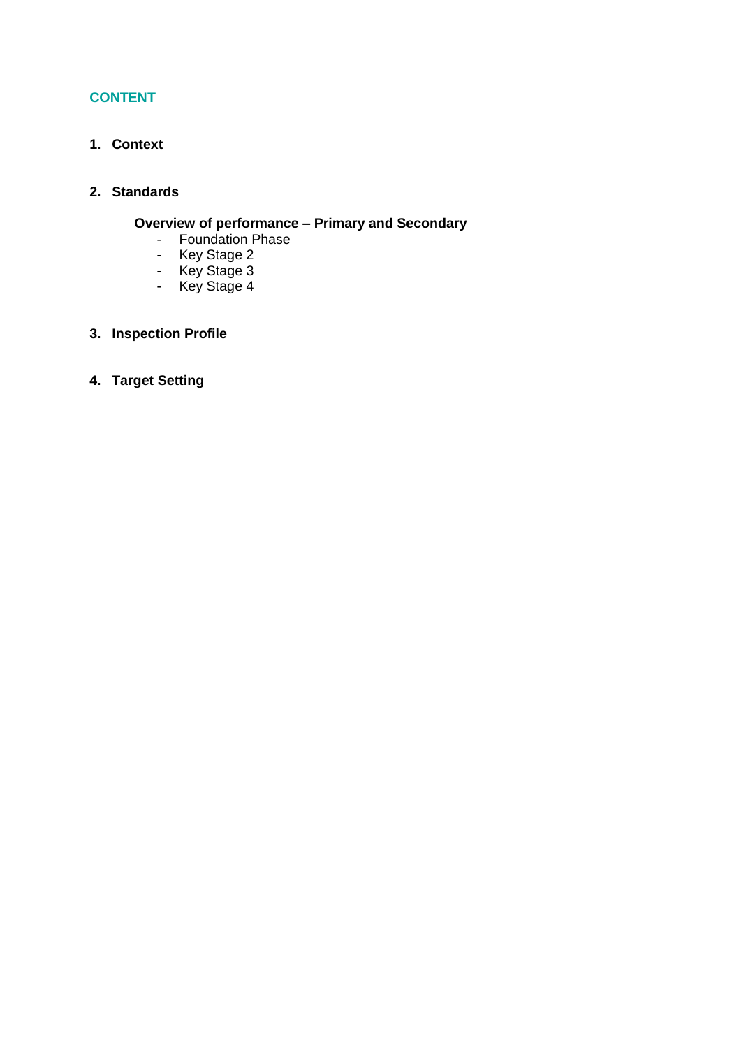## CONTENT

1. **Context**

2. **Standards**

   **Overview of performance – Primary and Secondary**
   - Foundation Phase
   - Key Stage 2
   - Key Stage 3
   - Key Stage 4

3. **Inspection Profile**

4. **Target Setting**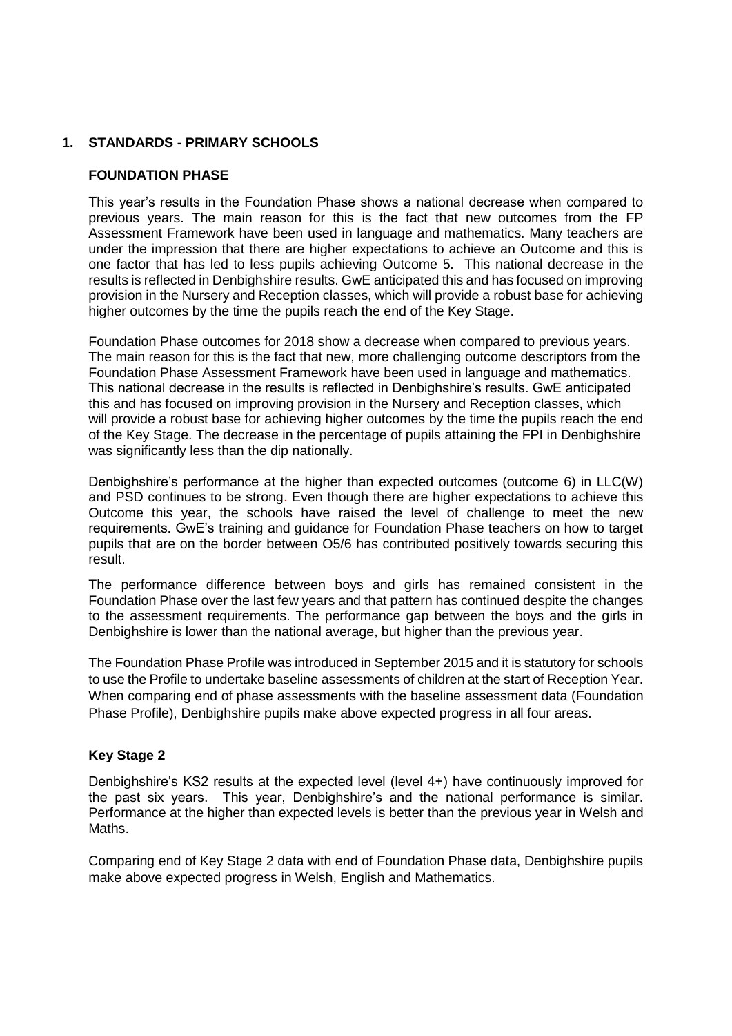## 1. STANDARDS - PRIMARY SCHOOLS

### FOUNDATION PHASE

This year's results in the Foundation Phase shows a national decrease when compared to previous years. The main reason for this is the fact that new outcomes from the FP Assessment Framework have been used in language and mathematics. Many teachers are under the impression that there are higher expectations to achieve an Outcome and this is one factor that has led to less pupils achieving Outcome 5. This national decrease in the results is reflected in Denbighshire results. GwE anticipated this and has focused on improving provision in the Nursery and Reception classes, which will provide a robust base for achieving higher outcomes by the time the pupils reach the end of the Key Stage.

Foundation Phase outcomes for 2018 show a decrease when compared to previous years. The main reason for this is the fact that new, more challenging outcome descriptors from the Foundation Phase Assessment Framework have been used in language and mathematics. This national decrease in the results is reflected in Denbighshire's results. GwE anticipated this and has focused on improving provision in the Nursery and Reception classes, which will provide a robust base for achieving higher outcomes by the time the pupils reach the end of the Key Stage. The decrease in the percentage of pupils attaining the FPI in Denbighshire was significantly less than the dip nationally.

Denbighshire's performance at the higher than expected outcomes (outcome 6) in LLC(W) and PSD continues to be strong. Even though there are higher expectations to achieve this Outcome this year, the schools have raised the level of challenge to meet the new requirements. GwE's training and guidance for Foundation Phase teachers on how to target pupils that are on the border between O5/6 has contributed positively towards securing this result.

The performance difference between boys and girls has remained consistent in the Foundation Phase over the last few years and that pattern has continued despite the changes to the assessment requirements. The performance gap between the boys and the girls in Denbighshire is lower than the national average, but higher than the previous year.

The Foundation Phase Profile was introduced in September 2015 and it is statutory for schools to use the Profile to undertake baseline assessments of children at the start of Reception Year. When comparing end of phase assessments with the baseline assessment data (Foundation Phase Profile), Denbighshire pupils make above expected progress in all four areas.

### Key Stage 2

Denbighshire's KS2 results at the expected level (level 4+) have continuously improved for the past six years. This year, Denbighshire's and the national performance is similar. Performance at the higher than expected levels is better than the previous year in Welsh and Maths.

Comparing end of Key Stage 2 data with end of Foundation Phase data, Denbighshire pupils make above expected progress in Welsh, English and Mathematics.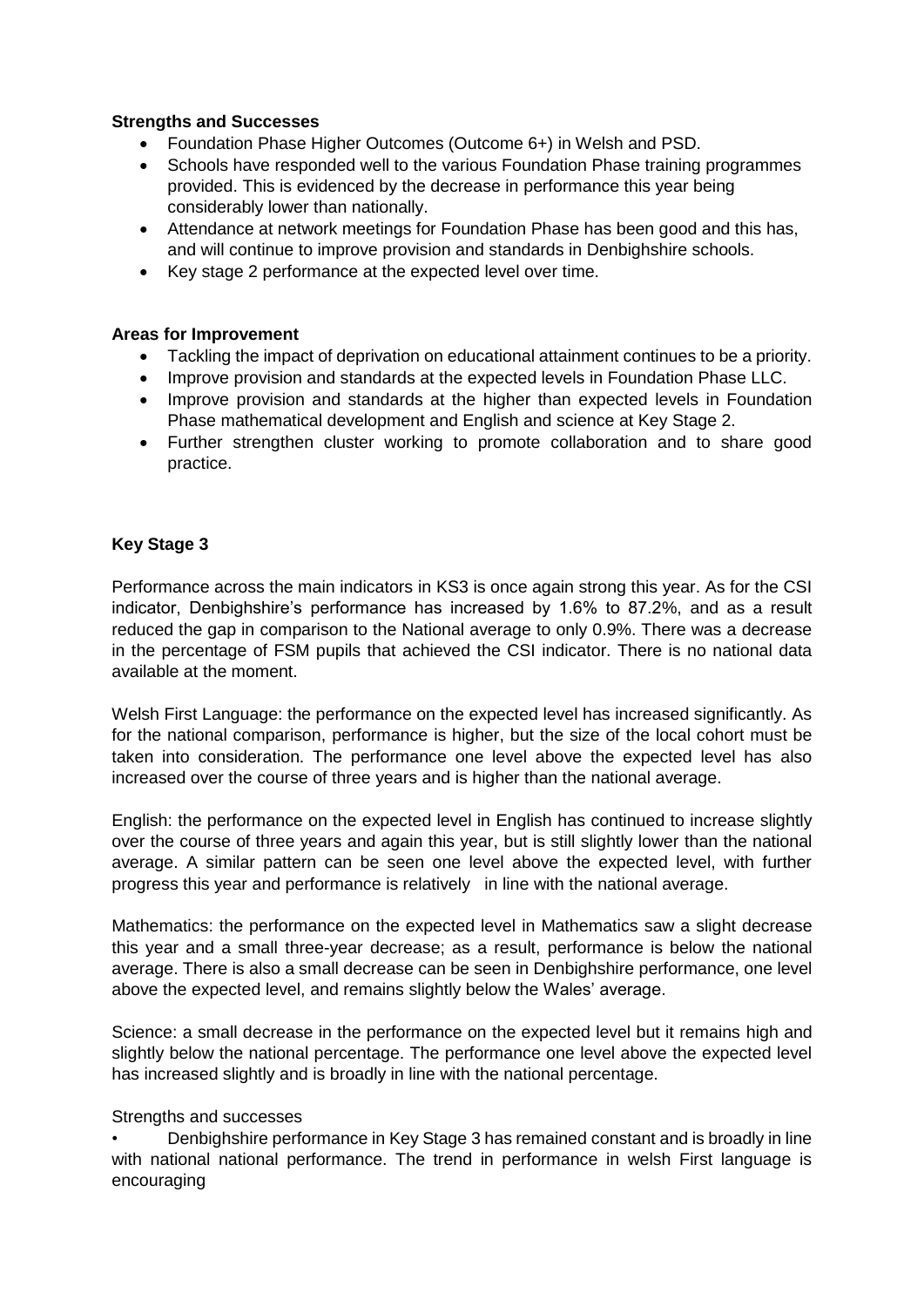**Strengths and Successes**

- Foundation Phase Higher Outcomes (Outcome 6+) in Welsh and PSD.
- Schools have responded well to the various Foundation Phase training programmes provided. This is evidenced by the decrease in performance this year being considerably lower than nationally.
- Attendance at network meetings for Foundation Phase has been good and this has, and will continue to improve provision and standards in Denbighshire schools.
- Key stage 2 performance at the expected level over time.

**Areas for Improvement**

- Tackling the impact of deprivation on educational attainment continues to be a priority.
- Improve provision and standards at the expected levels in Foundation Phase LLC.
- Improve provision and standards at the higher than expected levels in Foundation Phase mathematical development and English and science at Key Stage 2.
- Further strengthen cluster working to promote collaboration and to share good practice.

**Key Stage 3**

Performance across the main indicators in KS3 is once again strong this year. As for the CSI indicator, Denbighshire's performance has increased by 1.6% to 87.2%, and as a result reduced the gap in comparison to the National average to only 0.9%. There was a decrease in the percentage of FSM pupils that achieved the CSI indicator. There is no national data available at the moment.

Welsh First Language: the performance on the expected level has increased significantly. As for the national comparison, performance is higher, but the size of the local cohort must be taken into consideration. The performance one level above the expected level has also increased over the course of three years and is higher than the national average.

English: the performance on the expected level in English has continued to increase slightly over the course of three years and again this year, but is still slightly lower than the national average. A similar pattern can be seen one level above the expected level, with further progress this year and performance is relatively in line with the national average.

Mathematics: the performance on the expected level in Mathematics saw a slight decrease this year and a small three-year decrease; as a result, performance is below the national average. There is also a small decrease can be seen in Denbighshire performance, one level above the expected level, and remains slightly below the Wales' average.

Science: a small decrease in the performance on the expected level but it remains high and slightly below the national percentage. The performance one level above the expected level has increased slightly and is broadly in line with the national percentage.

Strengths and successes

- Denbighshire performance in Key Stage 3 has remained constant and is broadly in line with national national performance. The trend in performance in welsh First language is encouraging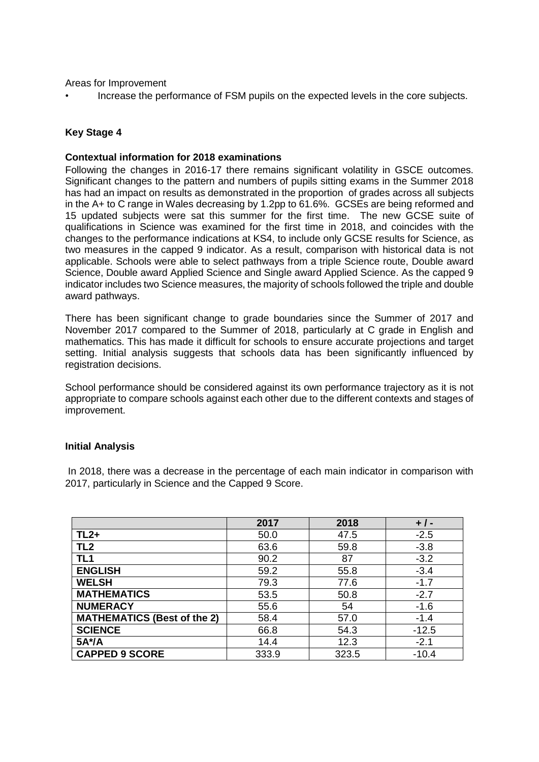Areas for Improvement

- Increase the performance of FSM pupils on the expected levels in the core subjects.

**Key Stage 4**

**Contextual information for 2018 examinations**

Following the changes in 2016-17 there remains significant volatility in GSCE outcomes. Significant changes to the pattern and numbers of pupils sitting exams in the Summer 2018 has had an impact on results as demonstrated in the proportion of grades across all subjects in the A+ to C range in Wales decreasing by 1.2pp to 61.6%. GCSEs are being reformed and 15 updated subjects were sat this summer for the first time. The new GCSE suite of qualifications in Science was examined for the first time in 2018, and coincides with the changes to the performance indications at KS4, to include only GCSE results for Science, as two measures in the capped 9 indicator. As a result, comparison with historical data is not applicable. Schools were able to select pathways from a triple Science route, Double award Science, Double award Applied Science and Single award Applied Science. As the capped 9 indicator includes two Science measures, the majority of schools followed the triple and double award pathways.

There has been significant change to grade boundaries since the Summer of 2017 and November 2017 compared to the Summer of 2018, particularly at C grade in English and mathematics. This has made it difficult for schools to ensure accurate projections and target setting. Initial analysis suggests that schools data has been significantly influenced by registration decisions.

School performance should be considered against its own performance trajectory as it is not appropriate to compare schools against each other due to the different contexts and stages of improvement.

**Initial Analysis**

In 2018, there was a decrease in the percentage of each main indicator in comparison with 2017, particularly in Science and the Capped 9 Score.

| | 2017 | 2018 | + / - |
|---|---|---|---|
| **TL2+** | 50.0 | 47.5 | -2.5 |
| **TL2** | 63.6 | 59.8 | -3.8 |
| **TL1** | 90.2 | 87 | -3.2 |
| **ENGLISH** | 59.2 | 55.8 | -3.4 |
| **WELSH** | 79.3 | 77.6 | -1.7 |
| **MATHEMATICS** | 53.5 | 50.8 | -2.7 |
| **NUMERACY** | 55.6 | 54 | -1.6 |
| **MATHEMATICS (Best of the 2)** | 58.4 | 57.0 | -1.4 |
| **SCIENCE** | 66.8 | 54.3 | -12.5 |
| **5A*/A** | 14.4 | 12.3 | -2.1 |
| **CAPPED 9 SCORE** | 333.9 | 323.5 | -10.4 |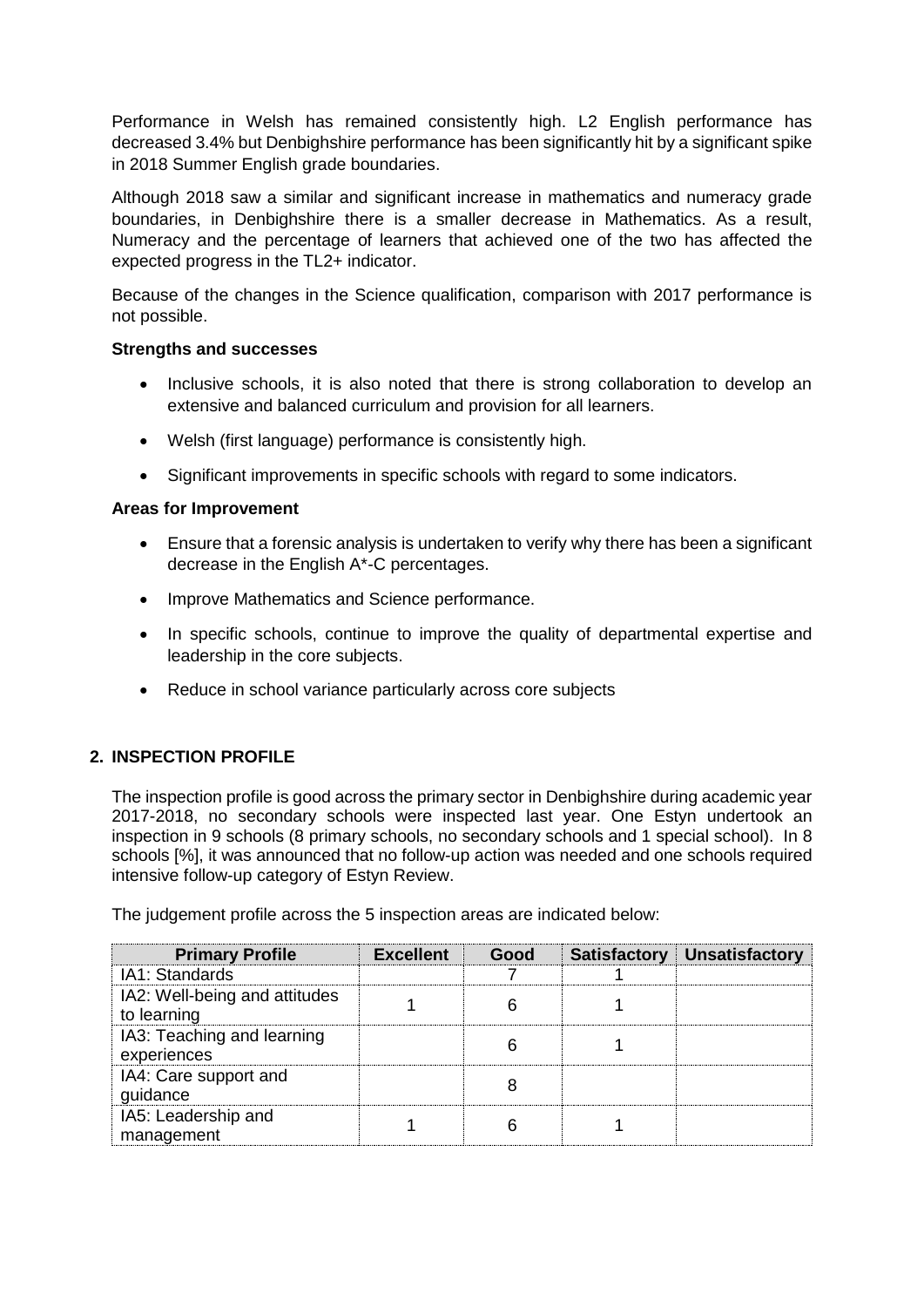Performance in Welsh has remained consistently high. L2 English performance has decreased 3.4% but Denbighshire performance has been significantly hit by a significant spike in 2018 Summer English grade boundaries.

Although 2018 saw a similar and significant increase in mathematics and numeracy grade boundaries, in Denbighshire there is a smaller decrease in Mathematics. As a result, Numeracy and the percentage of learners that achieved one of the two has affected the expected progress in the TL2+ indicator.

Because of the changes in the Science qualification, comparison with 2017 performance is not possible.

**Strengths and successes**

- Inclusive schools, it is also noted that there is strong collaboration to develop an extensive and balanced curriculum and provision for all learners.
- Welsh (first language) performance is consistently high.
- Significant improvements in specific schools with regard to some indicators.

**Areas for Improvement**

- Ensure that a forensic analysis is undertaken to verify why there has been a significant decrease in the English A*-C percentages.
- Improve Mathematics and Science performance.
- In specific schools, continue to improve the quality of departmental expertise and leadership in the core subjects.
- Reduce in school variance particularly across core subjects

## 2. INSPECTION PROFILE

The inspection profile is good across the primary sector in Denbighshire during academic year 2017-2018, no secondary schools were inspected last year. One Estyn undertook an inspection in 9 schools (8 primary schools, no secondary schools and 1 special school). In 8 schools [%], it was announced that no follow-up action was needed and one schools required intensive follow-up category of Estyn Review.

The judgement profile across the 5 inspection areas are indicated below:

| Primary Profile | Excellent | Good | Satisfactory | Unsatisfactory |
|---|---|---|---|---|
| IA1: Standards | | 7 | 1 | |
| IA2: Well-being and attitudes to learning | 1 | 6 | 1 | |
| IA3: Teaching and learning experiences | | 6 | 1 | |
| IA4: Care support and guidance | | 8 | | |
| IA5: Leadership and management | 1 | 6 | 1 | |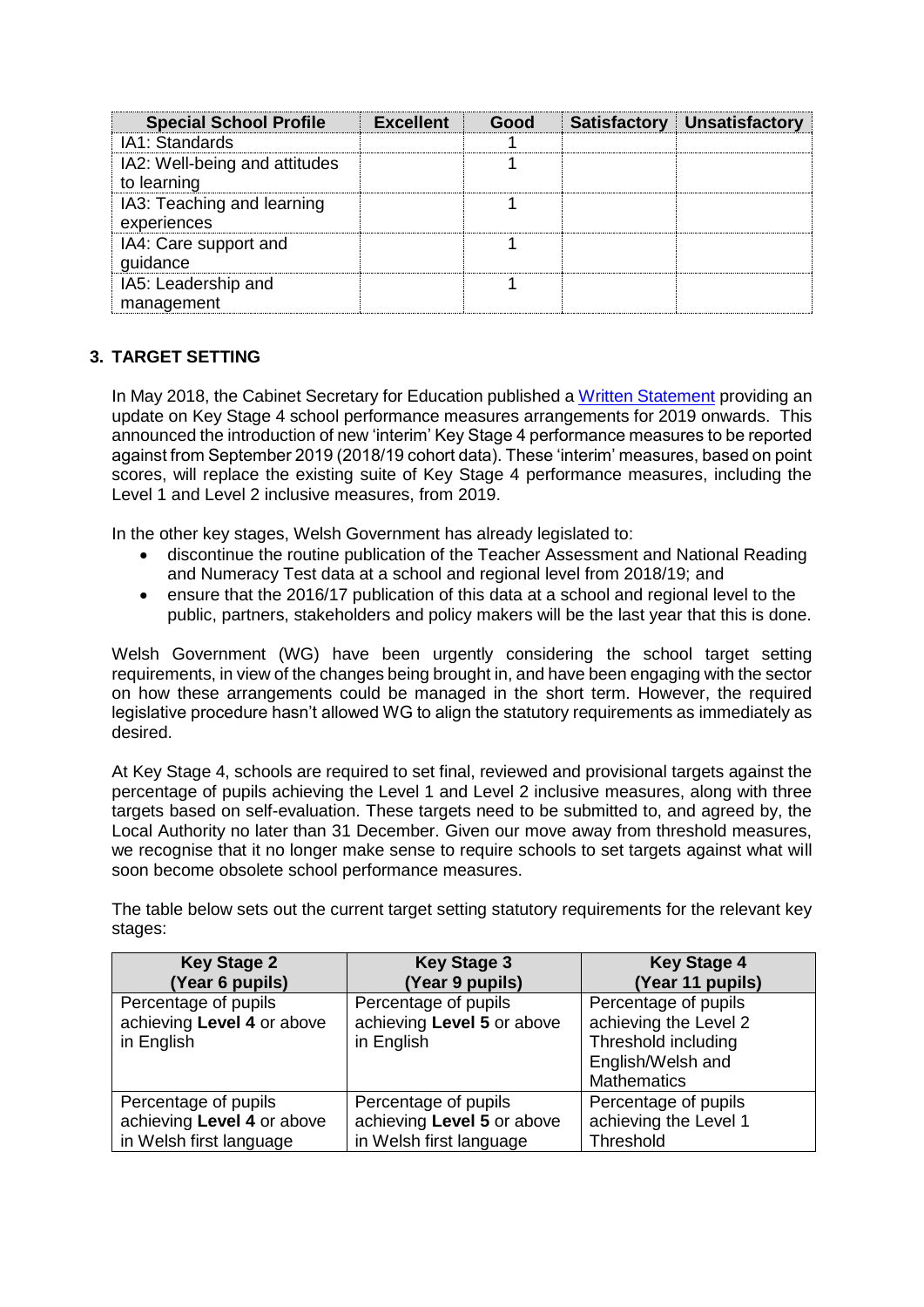| Special School Profile | Excellent | Good | Satisfactory | Unsatisfactory |
|---|---|---|---|---|
| IA1: Standards | | 1 | | |
| IA2: Well-being and attitudes to learning | | 1 | | |
| IA3: Teaching and learning experiences | | 1 | | |
| IA4: Care support and guidance | | 1 | | |
| IA5: Leadership and management | | 1 | | |

## 3. TARGET SETTING

In May 2018, the Cabinet Secretary for Education published a Written Statement providing an update on Key Stage 4 school performance measures arrangements for 2019 onwards. This announced the introduction of new 'interim' Key Stage 4 performance measures to be reported against from September 2019 (2018/19 cohort data). These 'interim' measures, based on point scores, will replace the existing suite of Key Stage 4 performance measures, including the Level 1 and Level 2 inclusive measures, from 2019.

In the other key stages, Welsh Government has already legislated to:

- discontinue the routine publication of the Teacher Assessment and National Reading and Numeracy Test data at a school and regional level from 2018/19; and
- ensure that the 2016/17 publication of this data at a school and regional level to the public, partners, stakeholders and policy makers will be the last year that this is done.

Welsh Government (WG) have been urgently considering the school target setting requirements, in view of the changes being brought in, and have been engaging with the sector on how these arrangements could be managed in the short term. However, the required legislative procedure hasn't allowed WG to align the statutory requirements as immediately as desired.

At Key Stage 4, schools are required to set final, reviewed and provisional targets against the percentage of pupils achieving the Level 1 and Level 2 inclusive measures, along with three targets based on self-evaluation. These targets need to be submitted to, and agreed by, the Local Authority no later than 31 December. Given our move away from threshold measures, we recognise that it no longer make sense to require schools to set targets against what will soon become obsolete school performance measures.

The table below sets out the current target setting statutory requirements for the relevant key stages:

| Key Stage 2 (Year 6 pupils) | Key Stage 3 (Year 9 pupils) | Key Stage 4 (Year 11 pupils) |
|---|---|---|
| Percentage of pupils achieving **Level 4** or above in English | Percentage of pupils achieving **Level 5** or above in English | Percentage of pupils achieving the Level 2 Threshold including English/Welsh and Mathematics |
| Percentage of pupils achieving **Level 4** or above in Welsh first language | Percentage of pupils achieving **Level 5** or above in Welsh first language | Percentage of pupils achieving the Level 1 Threshold |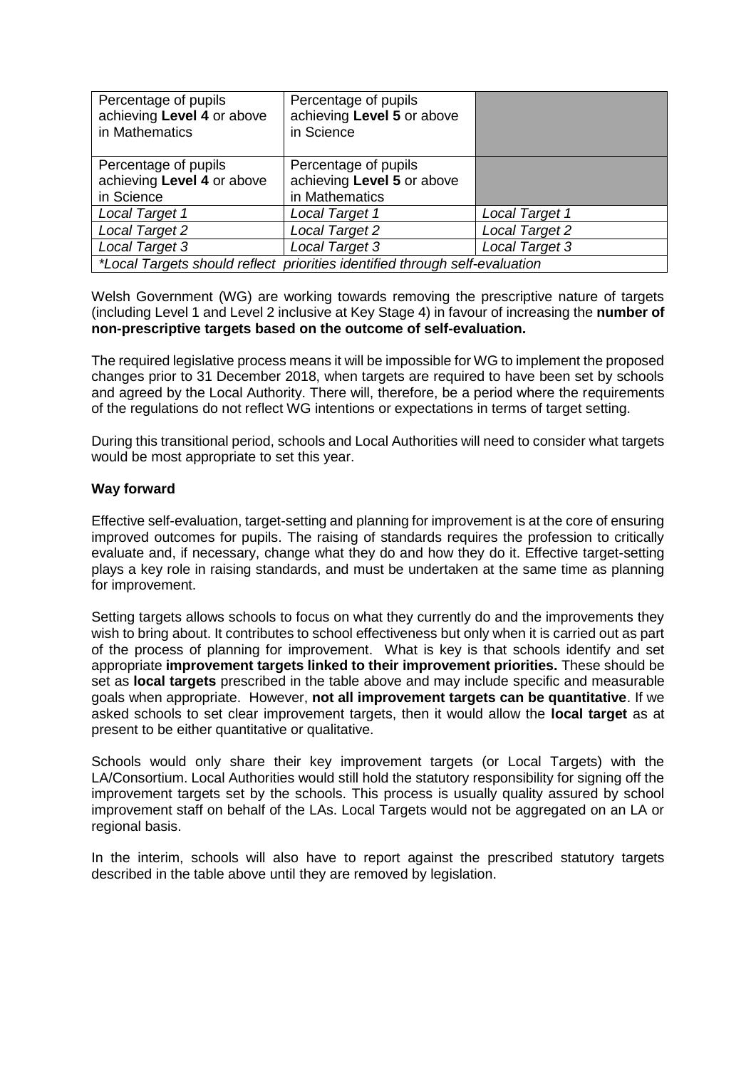| | | |
|---|---|---|
| Percentage of pupils achieving **Level 4** or above in Mathematics | Percentage of pupils achieving **Level 5** or above in Science | |
| Percentage of pupils achieving **Level 4** or above in Science | Percentage of pupils achieving **Level 5** or above in Mathematics | |
| *Local Target 1* | *Local Target 1* | *Local Target 1* |
| *Local Target 2* | *Local Target 2* | *Local Target 2* |
| *Local Target 3* | *Local Target 3* | *Local Target 3* |
| *\*Local Targets should reflect priorities identified through self-evaluation* | | |

Welsh Government (WG) are working towards removing the prescriptive nature of targets (including Level 1 and Level 2 inclusive at Key Stage 4) in favour of increasing the **number of non-prescriptive targets based on the outcome of self-evaluation.**

The required legislative process means it will be impossible for WG to implement the proposed changes prior to 31 December 2018, when targets are required to have been set by schools and agreed by the Local Authority. There will, therefore, be a period where the requirements of the regulations do not reflect WG intentions or expectations in terms of target setting.

During this transitional period, schools and Local Authorities will need to consider what targets would be most appropriate to set this year.

**Way forward**

Effective self-evaluation, target-setting and planning for improvement is at the core of ensuring improved outcomes for pupils. The raising of standards requires the profession to critically evaluate and, if necessary, change what they do and how they do it. Effective target-setting plays a key role in raising standards, and must be undertaken at the same time as planning for improvement.

Setting targets allows schools to focus on what they currently do and the improvements they wish to bring about. It contributes to school effectiveness but only when it is carried out as part of the process of planning for improvement. What is key is that schools identify and set appropriate **improvement targets linked to their improvement priorities.** These should be set as **local targets** prescribed in the table above and may include specific and measurable goals when appropriate. However, **not all improvement targets can be quantitative**. If we asked schools to set clear improvement targets, then it would allow the **local target** as at present to be either quantitative or qualitative.

Schools would only share their key improvement targets (or Local Targets) with the LA/Consortium. Local Authorities would still hold the statutory responsibility for signing off the improvement targets set by the schools. This process is usually quality assured by school improvement staff on behalf of the LAs. Local Targets would not be aggregated on an LA or regional basis.

In the interim, schools will also have to report against the prescribed statutory targets described in the table above until they are removed by legislation.